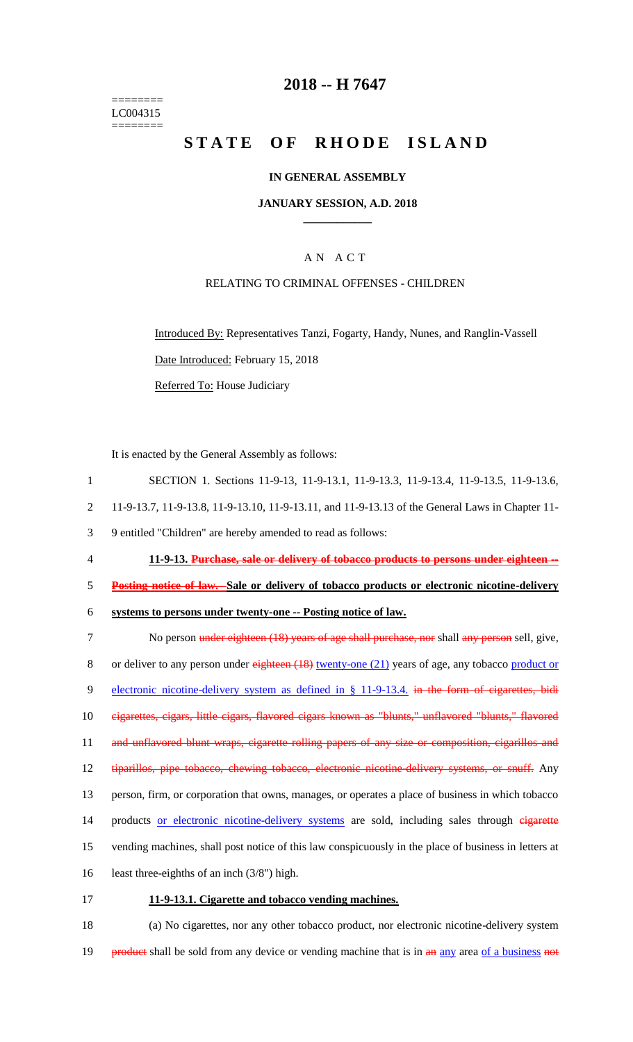======== LC004315 ========

# 2018 -- H 7647

# STATE OF RHODE ISLAND

**IN GENERAL ASSEMBLY**

**JANUARY SESSION, A.D. 2018**

A N A C T

RELATING TO CRIMINAL OFFENSES - CHILDREN

Introduced By: Representatives Tanzi, Fogarty, Handy, Nunes, and Ranglin-Vassell

Date Introduced: February 15, 2018

Referred To: House Judiciary

It is enacted by the General Assembly as follows:

1 SECTION 1. Sections 11-9-13, 11-9-13.1, 11-9-13.3, 11-9-13.4, 11-9-13.5, 11-9-13.6,
2 11-9-13.7, 11-9-13.8, 11-9-13.10, 11-9-13.11, and 11-9-13.13 of the General Laws in Chapter 11-
3 9 entitled "Children" are hereby amended to read as follows:

4 **11-9-13. ~~Purchase, sale or delivery of tobacco products to persons under eighteen --~~**
5 **~~Posting notice of law.~~ Sale or delivery of tobacco products or electronic nicotine-delivery**
6 **systems to persons under twenty-one -- Posting notice of law.**

7 No person ~~under eighteen (18) years of age shall purchase, nor shall any person~~ sell, give,
8 or deliver to any person under ~~eighteen (18)~~ twenty-one (21) years of age, any tobacco product or
9 electronic nicotine-delivery system as defined in § 11-9-13.4. ~~in the form of cigarettes, bidi~~
10 ~~cigarettes, cigars, little cigars, flavored cigars known as "blunts," unflavored "blunts," flavored~~
11 ~~and unflavored blunt wraps, cigarette rolling papers of any size or composition, cigarillos and~~
12 ~~tiparillos, pipe tobacco, chewing tobacco, electronic nicotine-delivery systems, or snuff.~~ Any
13 person, firm, or corporation that owns, manages, or operates a place of business in which tobacco
14 products or electronic nicotine-delivery systems are sold, including sales through ~~cigarette~~
15 vending machines, shall post notice of this law conspicuously in the place of business in letters at
16 least three-eighths of an inch (3/8") high.

17 **11-9-13.1. Cigarette and tobacco vending machines.**

18 (a) No cigarettes, nor any other tobacco product, nor electronic nicotine-delivery system
19 ~~product~~ shall be sold from any device or vending machine that is in ~~an~~ any area of a business ~~not~~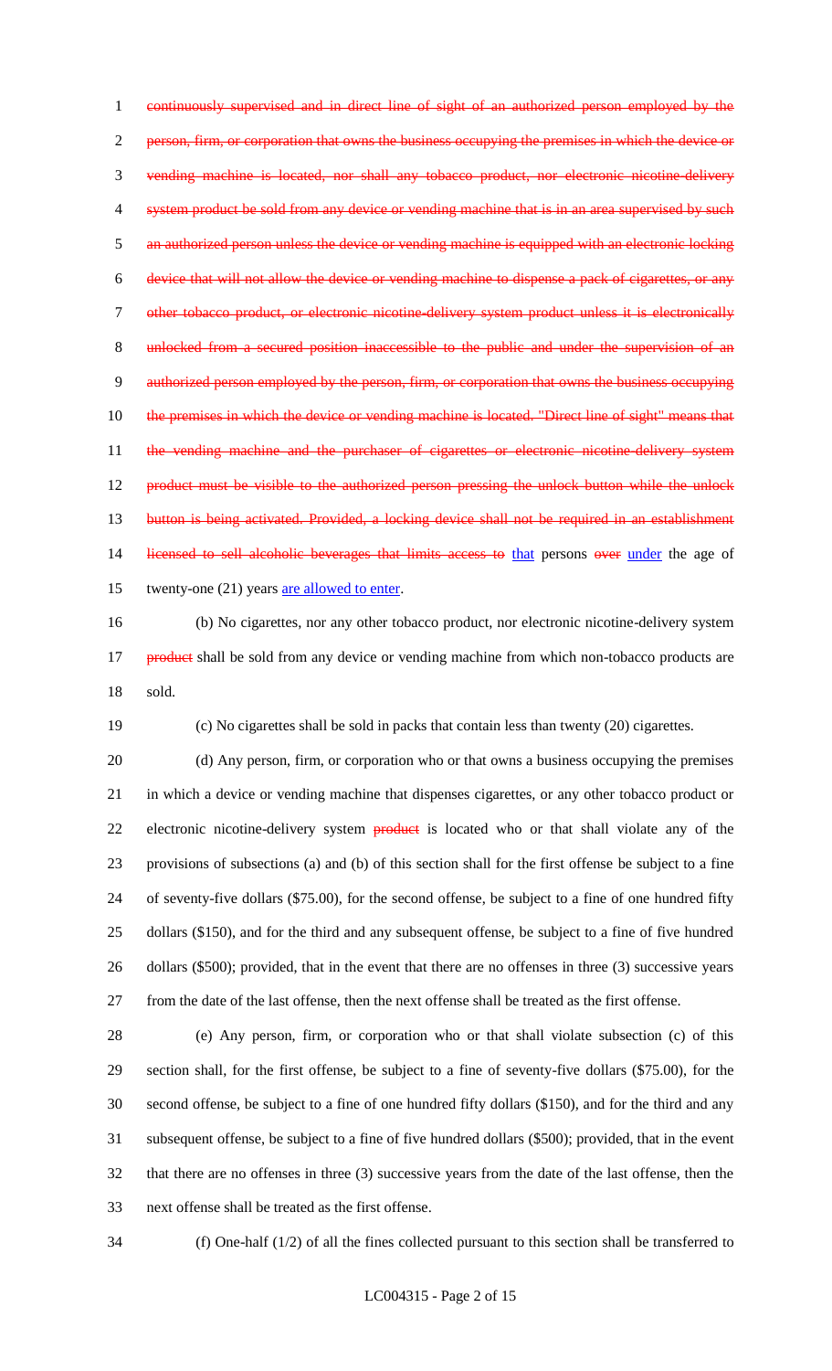continuously supervised and in direct line of sight of an authorized person employed by the person, firm, or corporation that owns the business occupying the premises in which the device or vending machine is located, nor shall any tobacco product, nor electronic nicotine-delivery system product be sold from any device or vending machine that is in an area supervised by such an authorized person unless the device or vending machine is equipped with an electronic locking device that will not allow the device or vending machine to dispense a pack of cigarettes, or any other tobacco product, or electronic nicotine-delivery system product unless it is electronically unlocked from a secured position inaccessible to the public and under the supervision of an authorized person employed by the person, firm, or corporation that owns the business occupying the premises in which the device or vending machine is located. "Direct line of sight" means that the vending machine and the purchaser of cigarettes or electronic nicotine-delivery system product must be visible to the authorized person pressing the unlock button while the unlock button is being activated. Provided, a locking device shall not be required in an establishment licensed to sell alcoholic beverages that limits access to that persons over under the age of twenty-one (21) years are allowed to enter.

(b) No cigarettes, nor any other tobacco product, nor electronic nicotine-delivery system product shall be sold from any device or vending machine from which non-tobacco products are sold.

(c) No cigarettes shall be sold in packs that contain less than twenty (20) cigarettes.

(d) Any person, firm, or corporation who or that owns a business occupying the premises in which a device or vending machine that dispenses cigarettes, or any other tobacco product or electronic nicotine-delivery system product is located who or that shall violate any of the provisions of subsections (a) and (b) of this section shall for the first offense be subject to a fine of seventy-five dollars ($75.00), for the second offense, be subject to a fine of one hundred fifty dollars ($150), and for the third and any subsequent offense, be subject to a fine of five hundred dollars ($500); provided, that in the event that there are no offenses in three (3) successive years from the date of the last offense, then the next offense shall be treated as the first offense.

(e) Any person, firm, or corporation who or that shall violate subsection (c) of this section, shall, for the first offense, be subject to a fine of seventy-five dollars ($75.00), for the second offense, be subject to a fine of one hundred fifty dollars ($150), and for the third and any subsequent offense, be subject to a fine of five hundred dollars ($500); provided, that in the event that there are no offenses in three (3) successive years from the date of the last offense, then the next offense shall be treated as the first offense.

(f) One-half (1/2) of all the fines collected pursuant to this section shall be transferred to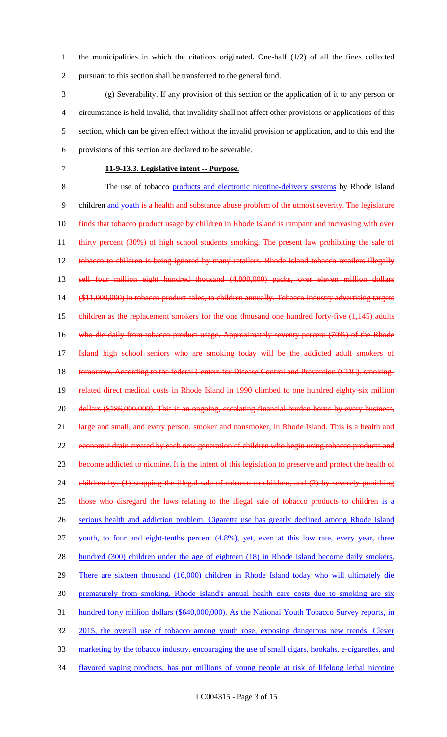the municipalities in which the citations originated. One-half (1/2) of all the fines collected pursuant to this section shall be transferred to the general fund.

(g) Severability. If any provision of this section or the application of it to any person or circumstance is held invalid, that invalidity shall not affect other provisions or applications of this section, which can be given effect without the invalid provision or application, and to this end the provisions of this section are declared to be severable.

**11-9-13.3. Legislative intent -- Purpose.**

The use of tobacco products and electronic nicotine-delivery systems by Rhode Island children and youth ~~is a health and substance abuse problem of the utmost severity. The legislature finds that tobacco product usage by children in Rhode Island is rampant and increasing with over thirty percent (30%) of high school students smoking. The present law prohibiting the sale of tobacco to children is being ignored by many retailers. Rhode Island tobacco retailers illegally sell four million eight hundred thousand (4,800,000) packs, over eleven million dollars ($11,000,000) in tobacco product sales, to children annually. Tobacco industry advertising targets children as the replacement smokers for the one thousand one hundred forty-five (1,145) adults who die daily from tobacco product usage. Approximately seventy percent (70%) of the Rhode Island high school seniors who are smoking today will be the addicted adult smokers of tomorrow. According to the federal Centers for Disease Control and Prevention (CDC), smoking-related direct medical costs in Rhode Island in 1990 climbed to one hundred eighty-six million dollars ($186,000,000). This is an ongoing, escalating financial burden borne by every business, large and small, and every person, smoker and nonsmoker, in Rhode Island. This is a health and economic drain created by each new generation of children who begin using tobacco products and become addicted to nicotine. It is the intent of this legislation to preserve and protect the health of children by: (1) stopping the illegal sale of tobacco to children, and (2) by severely punishing those who disregard the laws relating to the illegal sale of tobacco products to children~~ is a serious health and addiction problem. Cigarette use has greatly declined among Rhode Island youth, to four and eight-tenths percent (4.8%), yet, even at this low rate, every year, three hundred (300) children under the age of eighteen (18) in Rhode Island become daily smokers. There are sixteen thousand (16,000) children in Rhode Island today who will ultimately die prematurely from smoking. Rhode Island's annual health care costs due to smoking are six hundred forty million dollars ($640,000,000). As the National Youth Tobacco Survey reports, in 2015, the overall use of tobacco among youth rose, exposing dangerous new trends. Clever marketing by the tobacco industry, encouraging the use of small cigars, hookahs, e-cigarettes, and flavored vaping products, has put millions of young people at risk of lifelong lethal nicotine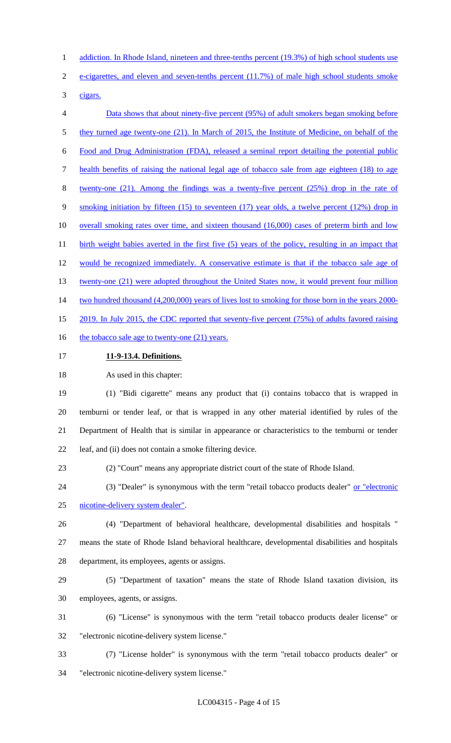addiction. In Rhode Island, nineteen and three-tenths percent (19.3%) of high school students use e-cigarettes, and eleven and seven-tenths percent (11.7%) of male high school students smoke cigars.

Data shows that about ninety-five percent (95%) of adult smokers began smoking before they turned age twenty-one (21). In March of 2015, the Institute of Medicine, on behalf of the Food and Drug Administration (FDA), released a seminal report detailing the potential public health benefits of raising the national legal age of tobacco sale from age eighteen (18) to age twenty-one (21). Among the findings was a twenty-five percent (25%) drop in the rate of smoking initiation by fifteen (15) to seventeen (17) year olds, a twelve percent (12%) drop in overall smoking rates over time, and sixteen thousand (16,000) cases of preterm birth and low birth weight babies averted in the first five (5) years of the policy, resulting in an impact that would be recognized immediately. A conservative estimate is that if the tobacco sale age of twenty-one (21) were adopted throughout the United States now, it would prevent four million two hundred thousand (4,200,000) years of lives lost to smoking for those born in the years 2000-2019. In July 2015, the CDC reported that seventy-five percent (75%) of adults favored raising the tobacco sale age to twenty-one (21) years.

**11-9-13.4. Definitions.**

As used in this chapter:

(1) "Bidi cigarette" means any product that (i) contains tobacco that is wrapped in temburni or tender leaf, or that is wrapped in any other material identified by rules of the Department of Health that is similar in appearance or characteristics to the temburni or tender leaf, and (ii) does not contain a smoke filtering device.

(2) "Court" means any appropriate district court of the state of Rhode Island.

(3) "Dealer" is synonymous with the term "retail tobacco products dealer" or "electronic nicotine-delivery system dealer".

(4) "Department of behavioral healthcare, developmental disabilities and hospitals " means the state of Rhode Island behavioral healthcare, developmental disabilities and hospitals department, its employees, agents or assigns.

(5) "Department of taxation" means the state of Rhode Island taxation division, its employees, agents, or assigns.

(6) "License" is synonymous with the term "retail tobacco products dealer license" or "electronic nicotine-delivery system license."

(7) "License holder" is synonymous with the term "retail tobacco products dealer" or "electronic nicotine-delivery system license."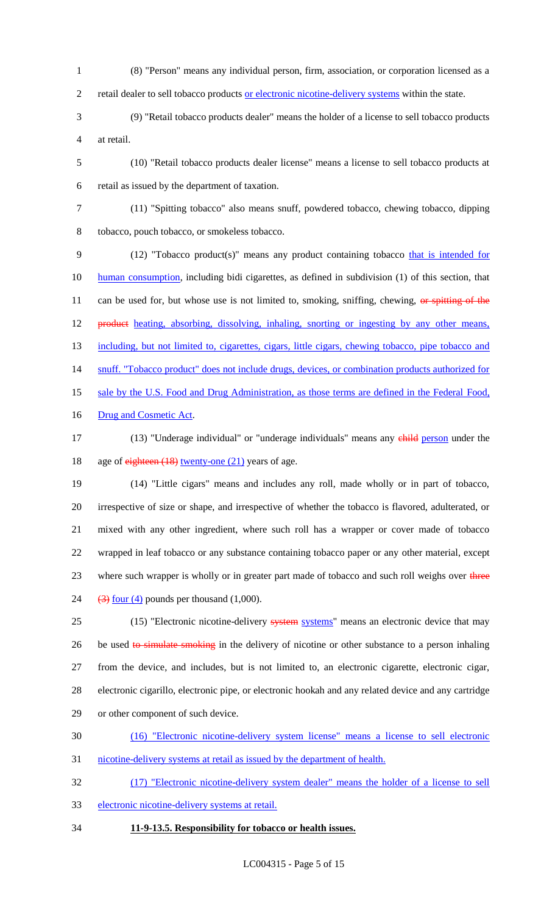(8) "Person" means any individual person, firm, association, or corporation licensed as a retail dealer to sell tobacco products or electronic nicotine-delivery systems within the state.

(9) "Retail tobacco products dealer" means the holder of a license to sell tobacco products at retail.

(10) "Retail tobacco products dealer license" means a license to sell tobacco products at retail as issued by the department of taxation.

(11) "Spitting tobacco" also means snuff, powdered tobacco, chewing tobacco, dipping tobacco, pouch tobacco, or smokeless tobacco.

(12) "Tobacco product(s)" means any product containing tobacco that is intended for human consumption, including bidi cigarettes, as defined in subdivision (1) of this section, that can be used for, but whose use is not limited to, smoking, sniffing, chewing, ~~or spitting of the product~~ heating, absorbing, dissolving, inhaling, snorting or ingesting by any other means, including, but not limited to, cigarettes, cigars, little cigars, chewing tobacco, pipe tobacco and snuff. "Tobacco product" does not include drugs, devices, or combination products authorized for sale by the U.S. Food and Drug Administration, as those terms are defined in the Federal Food, Drug and Cosmetic Act.

(13) "Underage individual" or "underage individuals" means any ~~child~~ person under the age of ~~eighteen (18)~~ twenty-one (21) years of age.

(14) "Little cigars" means and includes any roll, made wholly or in part of tobacco, irrespective of size or shape, and irrespective of whether the tobacco is flavored, adulterated, or mixed with any other ingredient, where such roll has a wrapper or cover made of tobacco wrapped in leaf tobacco or any substance containing tobacco paper or any other material, except where such wrapper is wholly or in greater part made of tobacco and such roll weighs over ~~three (3)~~ four (4) pounds per thousand (1,000).

(15) "Electronic nicotine-delivery ~~system~~ systems" means an electronic device that may be used ~~to simulate smoking~~ in the delivery of nicotine or other substance to a person inhaling from the device, and includes, but is not limited to, an electronic cigarette, electronic cigar, electronic cigarillo, electronic pipe, or electronic hookah and any related device and any cartridge or other component of such device.

(16) "Electronic nicotine-delivery system license" means a license to sell electronic nicotine-delivery systems at retail as issued by the department of health.

(17) "Electronic nicotine-delivery system dealer" means the holder of a license to sell electronic nicotine-delivery systems at retail.

**11-9-13.5. Responsibility for tobacco or health issues.**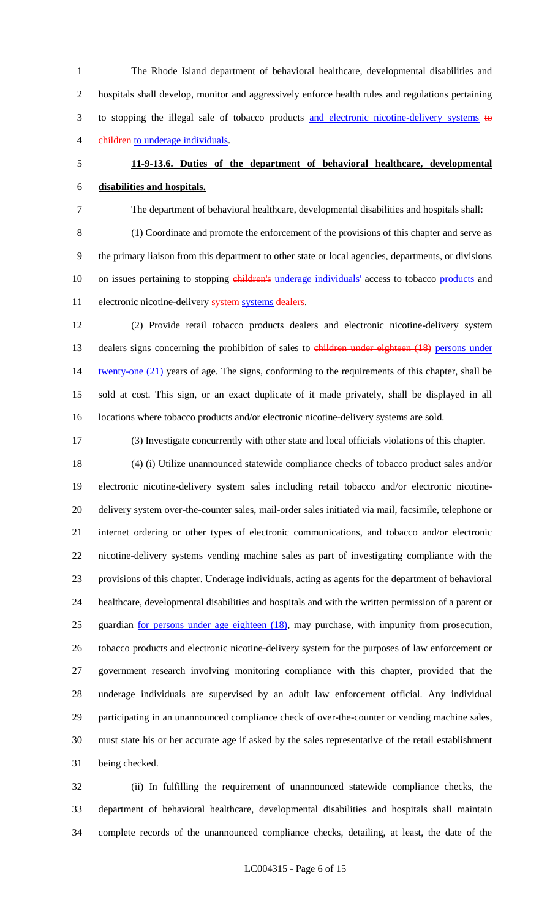The Rhode Island department of behavioral healthcare, developmental disabilities and hospitals shall develop, monitor and aggressively enforce health rules and regulations pertaining to stopping the illegal sale of tobacco products and electronic nicotine-delivery systems to children to underage individuals.

**11-9-13.6. Duties of the department of behavioral healthcare, developmental disabilities and hospitals.**

The department of behavioral healthcare, developmental disabilities and hospitals shall:

(1) Coordinate and promote the enforcement of the provisions of this chapter and serve as the primary liaison from this department to other state or local agencies, departments, or divisions on issues pertaining to stopping children's underage individuals' access to tobacco products and electronic nicotine-delivery system systems dealers.

(2) Provide retail tobacco products dealers and electronic nicotine-delivery system dealers signs concerning the prohibition of sales to children under eighteen (18) persons under twenty-one (21) years of age. The signs, conforming to the requirements of this chapter, shall be sold at cost. This sign, or an exact duplicate of it made privately, shall be displayed in all locations where tobacco products and/or electronic nicotine-delivery systems are sold.

(3) Investigate concurrently with other state and local officials violations of this chapter.

(4) (i) Utilize unannounced statewide compliance checks of tobacco product sales and/or electronic nicotine-delivery system sales including retail tobacco and/or electronic nicotine-delivery system over-the-counter sales, mail-order sales initiated via mail, facsimile, telephone or internet ordering or other types of electronic communications, and tobacco and/or electronic nicotine-delivery systems vending machine sales as part of investigating compliance with the provisions of this chapter. Underage individuals, acting as agents for the department of behavioral healthcare, developmental disabilities and hospitals and with the written permission of a parent or guardian for persons under age eighteen (18), may purchase, with impunity from prosecution, tobacco products and electronic nicotine-delivery system for the purposes of law enforcement or government research involving monitoring compliance with this chapter, provided that the underage individuals are supervised by an adult law enforcement official. Any individual participating in an unannounced compliance check of over-the-counter or vending machine sales, must state his or her accurate age if asked by the sales representative of the retail establishment being checked.

(ii) In fulfilling the requirement of unannounced statewide compliance checks, the department of behavioral healthcare, developmental disabilities and hospitals shall maintain complete records of the unannounced compliance checks, detailing, at least, the date of the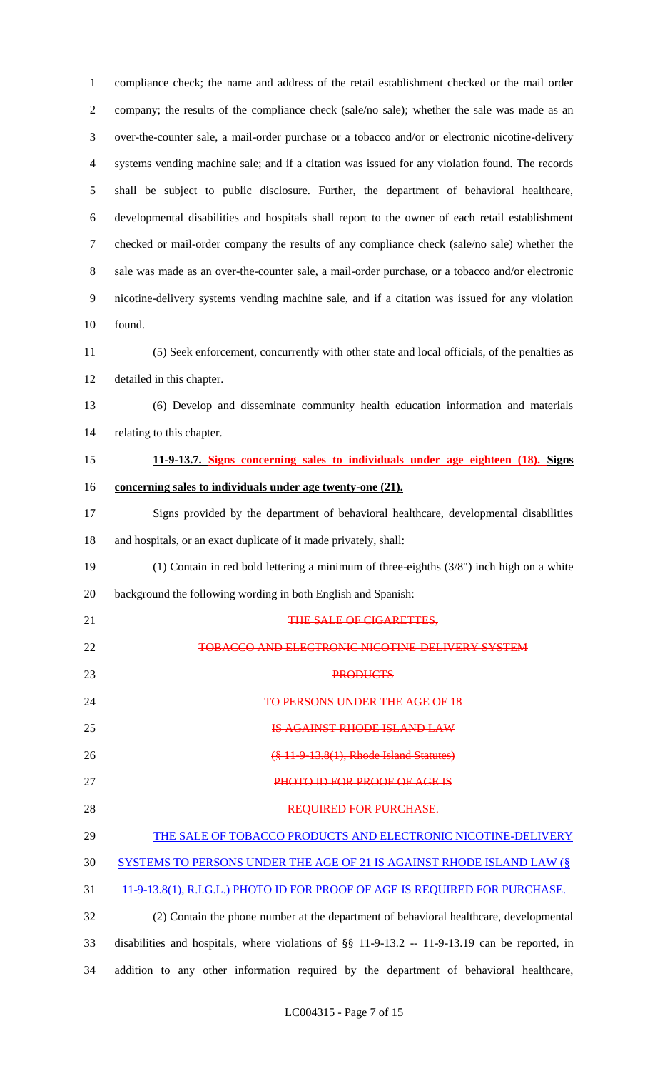compliance check; the name and address of the retail establishment checked or the mail order company; the results of the compliance check (sale/no sale); whether the sale was made as an over-the-counter sale, a mail-order purchase or a tobacco and/or electronic nicotine-delivery systems vending machine sale; and if a citation was issued for any violation found. The records shall be subject to public disclosure. Further, the department of behavioral healthcare, developmental disabilities and hospitals shall report to the owner of each retail establishment checked or mail-order company the results of any compliance check (sale/no sale) whether the sale was made as an over-the-counter sale, a mail-order purchase, or a tobacco and/or electronic nicotine-delivery systems vending machine sale, and if a citation was issued for any violation found.

(5) Seek enforcement, concurrently with other state and local officials, of the penalties as detailed in this chapter.

(6) Develop and disseminate community health education information and materials relating to this chapter.

**11-9-13.7. ~~Signs concerning sales to individuals under age eighteen (18).~~ Signs concerning sales to individuals under age twenty-one (21).**

Signs provided by the department of behavioral healthcare, developmental disabilities and hospitals, or an exact duplicate of it made privately, shall:

(1) Contain in red bold lettering a minimum of three-eighths (3/8") inch high on a white background the following wording in both English and Spanish:

~~THE SALE OF CIGARETTES,~~

~~TOBACCO AND ELECTRONIC NICOTINE-DELIVERY SYSTEM~~

~~PRODUCTS~~

~~TO PERSONS UNDER THE AGE OF 18~~

~~IS AGAINST RHODE ISLAND LAW~~

~~(§ 11-9-13.8(1), Rhode Island Statutes)~~

~~PHOTO ID FOR PROOF OF AGE IS~~

~~REQUIRED FOR PURCHASE.~~

<u>THE SALE OF TOBACCO PRODUCTS AND ELECTRONIC NICOTINE-DELIVERY SYSTEMS TO PERSONS UNDER THE AGE OF 21 IS AGAINST RHODE ISLAND LAW (§ 11-9-13.8(1), R.I.G.L.) PHOTO ID FOR PROOF OF AGE IS REQUIRED FOR PURCHASE.</u>

(2) Contain the phone number at the department of behavioral healthcare, developmental disabilities and hospitals, where violations of §§ 11-9-13.2 -- 11-9-13.19 can be reported, in addition to any other information required by the department of behavioral healthcare,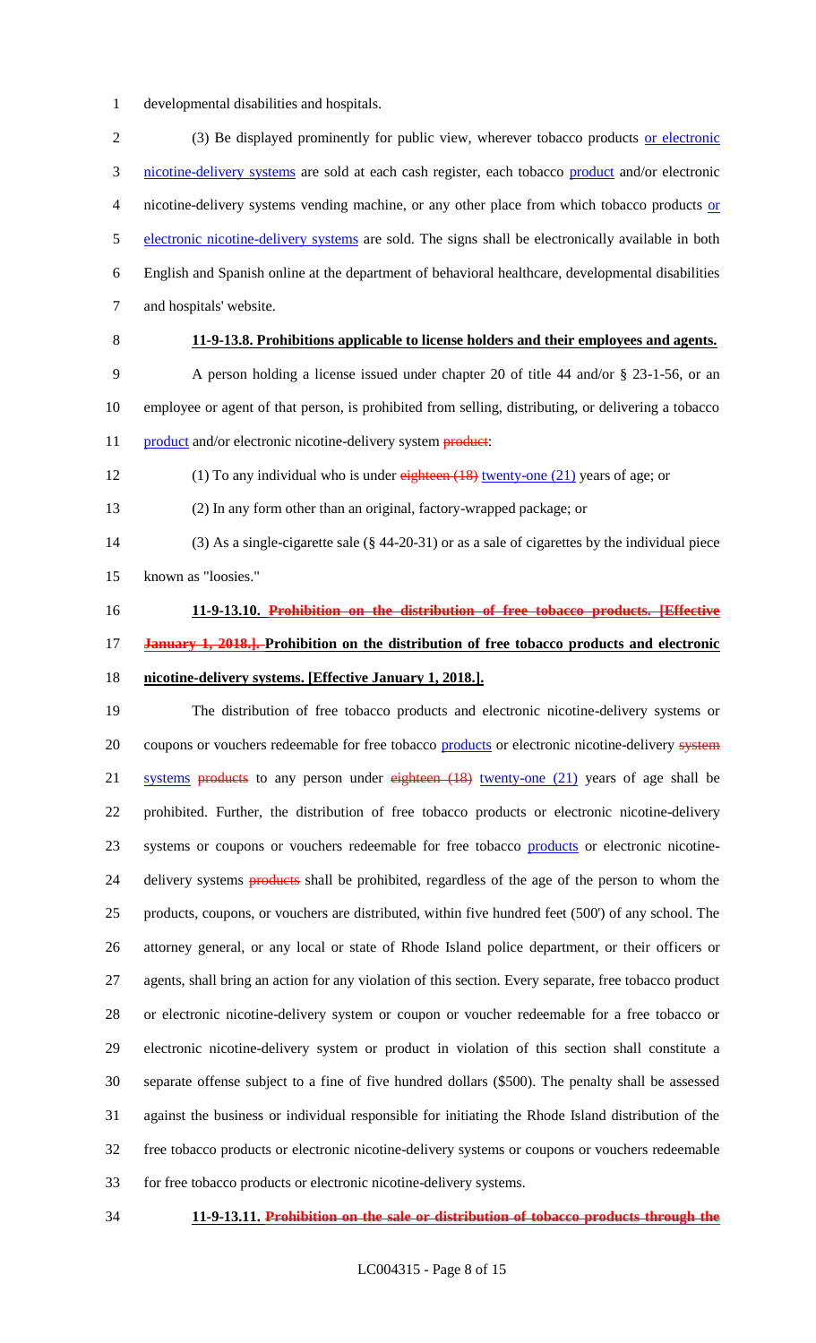developmental disabilities and hospitals.

(3) Be displayed prominently for public view, wherever tobacco products or electronic nicotine-delivery systems are sold at each cash register, each tobacco product and/or electronic nicotine-delivery systems vending machine, or any other place from which tobacco products or electronic nicotine-delivery systems are sold. The signs shall be electronically available in both English and Spanish online at the department of behavioral healthcare, developmental disabilities and hospitals' website.

**11-9-13.8. Prohibitions applicable to license holders and their employees and agents.**

A person holding a license issued under chapter 20 of title 44 and/or § 23-1-56, or an employee or agent of that person, is prohibited from selling, distributing, or delivering a tobacco product and/or electronic nicotine-delivery system ~~product~~:

(1) To any individual who is under ~~eighteen (18)~~ twenty-one (21) years of age; or

(2) In any form other than an original, factory-wrapped package; or

(3) As a single-cigarette sale (§ 44-20-31) or as a sale of cigarettes by the individual piece known as "loosies."

**11-9-13.10. ~~Prohibition on the distribution of free tobacco products. [Effective January 1, 2018.].~~ Prohibition on the distribution of free tobacco products and electronic nicotine-delivery systems. [Effective January 1, 2018.].**

The distribution of free tobacco products and electronic nicotine-delivery systems or coupons or vouchers redeemable for free tobacco products or electronic nicotine-delivery ~~system~~ systems ~~products~~ to any person under ~~eighteen (18)~~ twenty-one (21) years of age shall be prohibited. Further, the distribution of free tobacco products or electronic nicotine-delivery systems or coupons or vouchers redeemable for free tobacco products or electronic nicotine-delivery systems ~~products~~ shall be prohibited, regardless of the age of the person to whom the products, coupons, or vouchers are distributed, within five hundred feet (500') of any school. The attorney general, or any local or state of Rhode Island police department, or their officers or agents, shall bring an action for any violation of this section. Every separate, free tobacco product or electronic nicotine-delivery system or coupon or voucher redeemable for a free tobacco or electronic nicotine-delivery system or product in violation of this section shall constitute a separate offense subject to a fine of five hundred dollars ($500). The penalty shall be assessed against the business or individual responsible for initiating the Rhode Island distribution of the free tobacco products or electronic nicotine-delivery systems or coupons or vouchers redeemable for free tobacco products or electronic nicotine-delivery systems.

**11-9-13.11. ~~Prohibition on the sale or distribution of tobacco products through the~~**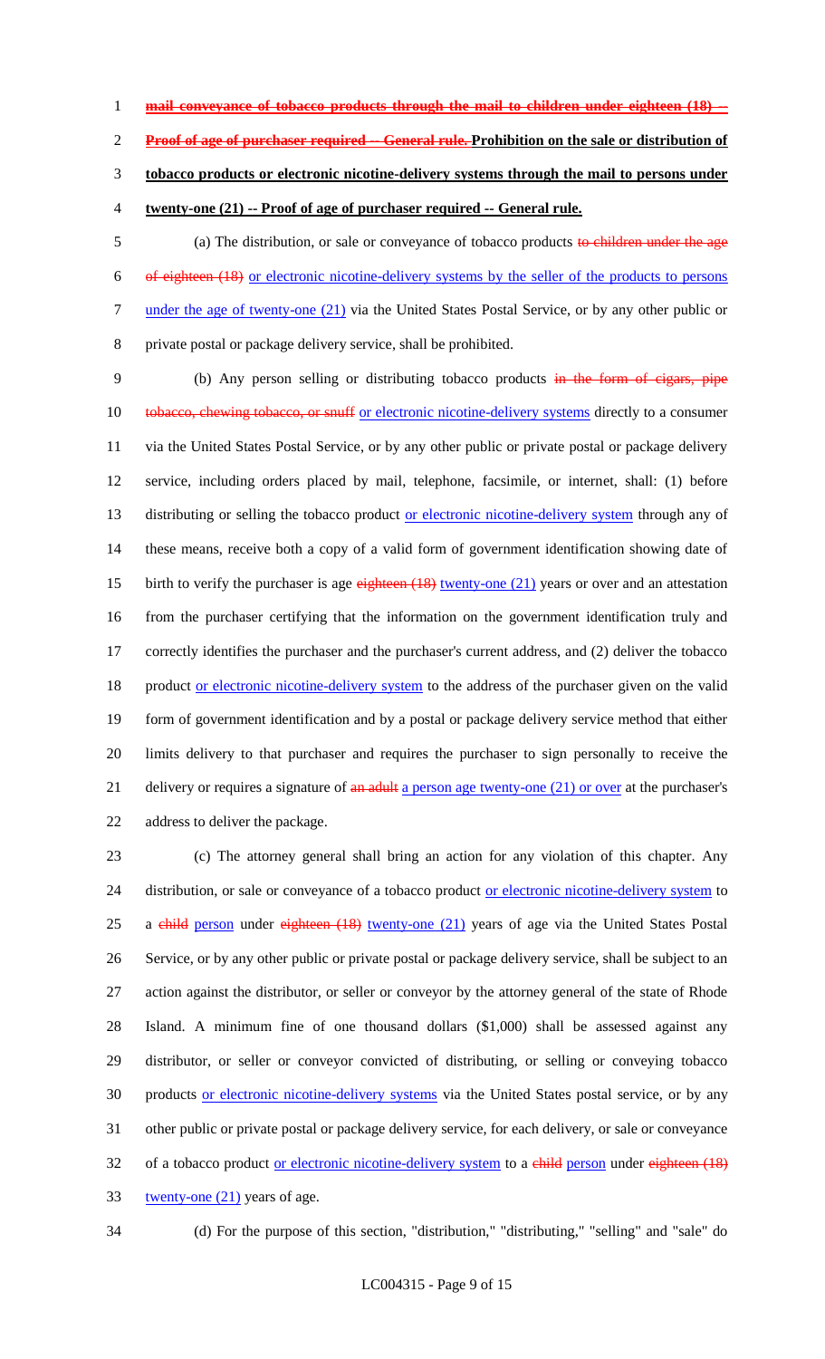~~**mail conveyance of tobacco products through the mail to children under eighteen (18) -- Proof of age of purchaser required -- General rule.**~~ **Prohibition on the sale or distribution of tobacco products or electronic nicotine-delivery systems through the mail to persons under twenty-one (21) -- Proof of age of purchaser required -- General rule.**

(a) The distribution, or sale or conveyance of tobacco products ~~to children under the age of eighteen (18)~~ or electronic nicotine-delivery systems by the seller of the products to persons under the age of twenty-one (21) via the United States Postal Service, or by any other public or private postal or package delivery service, shall be prohibited.

(b) Any person selling or distributing tobacco products ~~in the form of cigars, pipe tobacco, chewing tobacco, or snuff~~ or electronic nicotine-delivery systems directly to a consumer via the United States Postal Service, or by any other public or private postal or package delivery service, including orders placed by mail, telephone, facsimile, or internet, shall: (1) before distributing or selling the tobacco product or electronic nicotine-delivery system through any of these means, receive both a copy of a valid form of government identification showing date of birth to verify the purchaser is age ~~eighteen (18)~~ twenty-one (21) years or over and an attestation from the purchaser certifying that the information on the government identification truly and correctly identifies the purchaser and the purchaser's current address, and (2) deliver the tobacco product or electronic nicotine-delivery system to the address of the purchaser given on the valid form of government identification and by a postal or package delivery service method that either limits delivery to that purchaser and requires the purchaser to sign personally to receive the delivery or requires a signature of ~~an adult~~ a person age twenty-one (21) or over at the purchaser's address to deliver the package.

(c) The attorney general shall bring an action for any violation of this chapter. Any distribution, or sale or conveyance of a tobacco product or electronic nicotine-delivery system to a ~~child~~ person under ~~eighteen (18)~~ twenty-one (21) years of age via the United States Postal Service, or by any other public or private postal or package delivery service, shall be subject to an action against the distributor, or seller or conveyor by the attorney general of the state of Rhode Island. A minimum fine of one thousand dollars ($1,000) shall be assessed against any distributor, or seller or conveyor convicted of distributing, or selling or conveying tobacco products or electronic nicotine-delivery systems via the United States postal service, or by any other public or private postal or package delivery service, for each delivery, or sale or conveyance of a tobacco product or electronic nicotine-delivery system to a ~~child~~ person under ~~eighteen (18)~~ twenty-one (21) years of age.

(d) For the purpose of this section, "distribution," "distributing," "selling" and "sale" do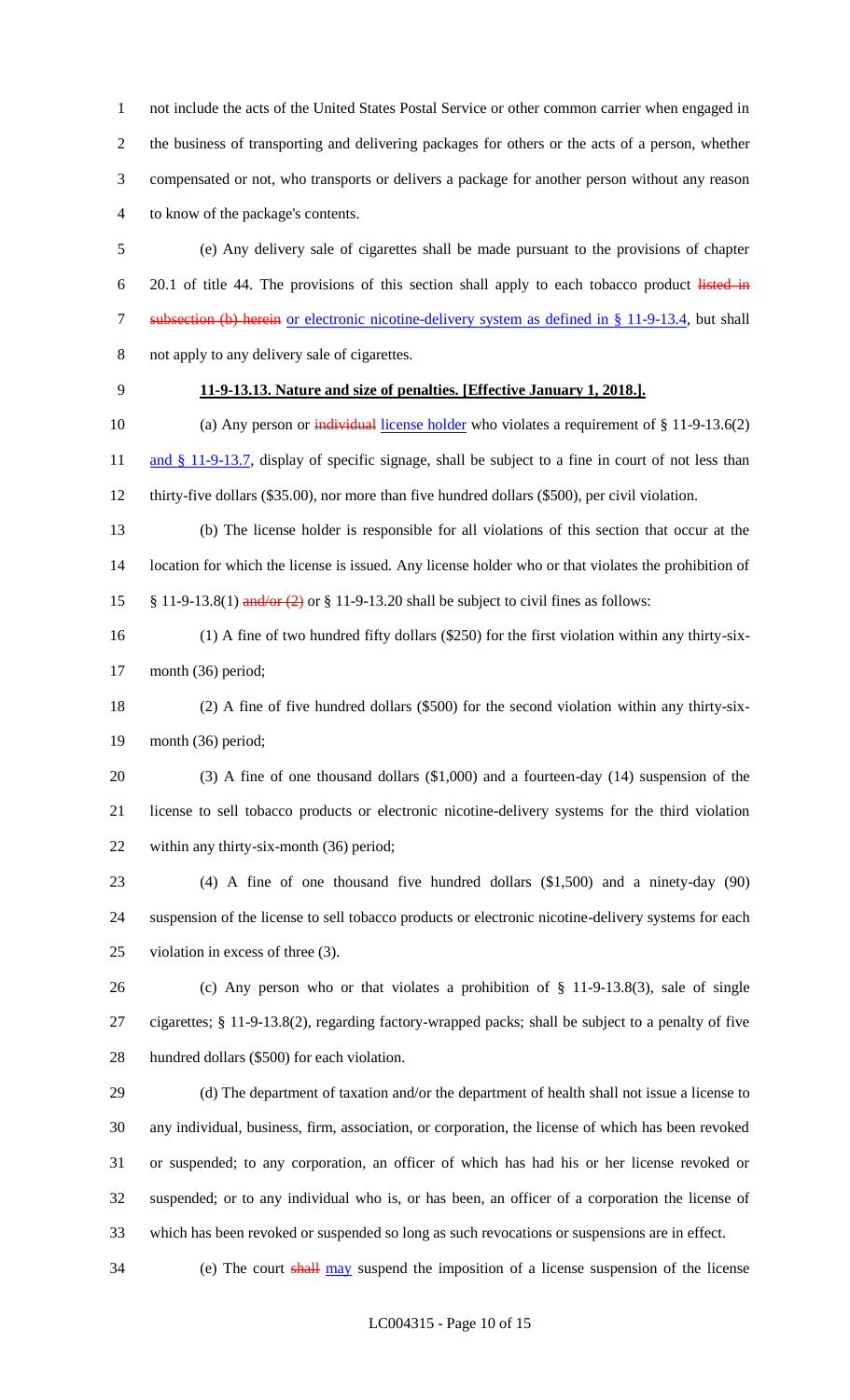not include the acts of the United States Postal Service or other common carrier when engaged in the business of transporting and delivering packages for others or the acts of a person, whether compensated or not, who transports or delivers a package for another person without any reason to know of the package's contents.

(e) Any delivery sale of cigarettes shall be made pursuant to the provisions of chapter 20.1 of title 44. The provisions of this section shall apply to each tobacco product ~~listed in subsection (b) herein~~ or electronic nicotine-delivery system as defined in § 11-9-13.4, but shall not apply to any delivery sale of cigarettes.

**11-9-13.13. Nature and size of penalties. [Effective January 1, 2018.].**

(a) Any person or ~~individual~~ license holder who violates a requirement of § 11-9-13.6(2) and § 11-9-13.7, display of specific signage, shall be subject to a fine in court of not less than thirty-five dollars ($35.00), nor more than five hundred dollars ($500), per civil violation.

(b) The license holder is responsible for all violations of this section that occur at the location for which the license is issued. Any license holder who or that violates the prohibition of § 11-9-13.8(1) ~~and/or (2)~~ or § 11-9-13.20 shall be subject to civil fines as follows:

(1) A fine of two hundred fifty dollars ($250) for the first violation within any thirty-six-month (36) period;

(2) A fine of five hundred dollars ($500) for the second violation within any thirty-six-month (36) period;

(3) A fine of one thousand dollars ($1,000) and a fourteen-day (14) suspension of the license to sell tobacco products or electronic nicotine-delivery systems for the third violation within any thirty-six-month (36) period;

(4) A fine of one thousand five hundred dollars ($1,500) and a ninety-day (90) suspension of the license to sell tobacco products or electronic nicotine-delivery systems for each violation in excess of three (3).

(c) Any person who or that violates a prohibition of § 11-9-13.8(3), sale of single cigarettes; § 11-9-13.8(2), regarding factory-wrapped packs; shall be subject to a penalty of five hundred dollars ($500) for each violation.

(d) The department of taxation and/or the department of health shall not issue a license to any individual, business, firm, association, or corporation, the license of which has been revoked or suspended; to any corporation, an officer of which has had his or her license revoked or suspended; or to any individual who is, or has been, an officer of a corporation the license of which has been revoked or suspended so long as such revocations or suspensions are in effect.

(e) The court ~~shall~~ may suspend the imposition of a license suspension of the license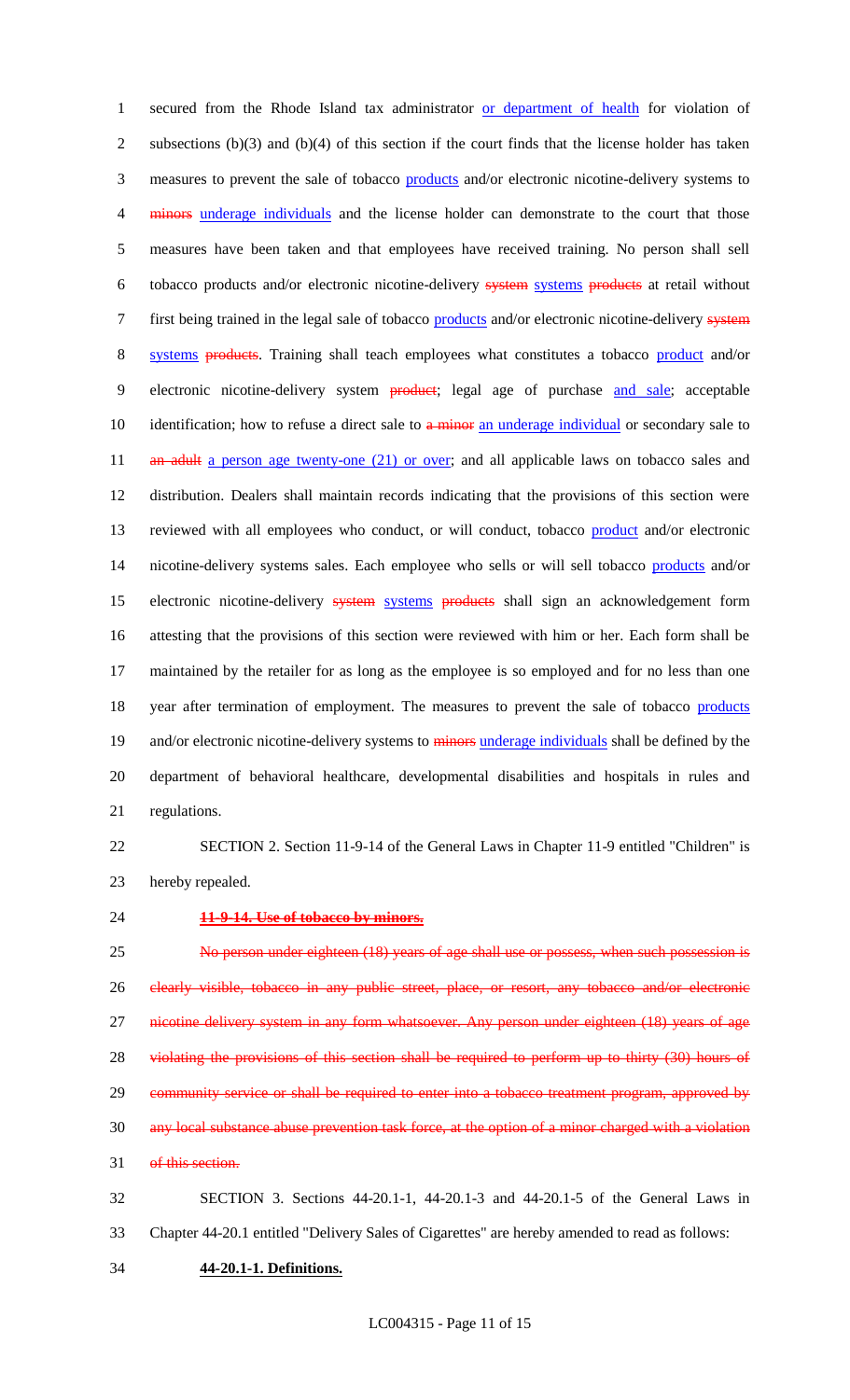secured from the Rhode Island tax administrator or department of health for violation of subsections (b)(3) and (b)(4) of this section if the court finds that the license holder has taken measures to prevent the sale of tobacco products and/or electronic nicotine-delivery systems to ~~minors~~ underage individuals and the license holder can demonstrate to the court that those measures have been taken and that employees have received training. No person shall sell tobacco products and/or electronic nicotine-delivery ~~system~~ systems ~~products~~ at retail without first being trained in the legal sale of tobacco products and/or electronic nicotine-delivery ~~system~~ systems ~~products~~. Training shall teach employees what constitutes a tobacco product and/or electronic nicotine-delivery system ~~product~~; legal age of purchase and sale; acceptable identification; how to refuse a direct sale to ~~a minor~~ an underage individual or secondary sale to ~~an adult~~ a person age twenty-one (21) or over; and all applicable laws on tobacco sales and distribution. Dealers shall maintain records indicating that the provisions of this section were reviewed with all employees who conduct, or will conduct, tobacco product and/or electronic nicotine-delivery systems sales. Each employee who sells or will sell tobacco products and/or electronic nicotine-delivery ~~system~~ systems ~~products~~ shall sign an acknowledgement form attesting that the provisions of this section were reviewed with him or her. Each form shall be maintained by the retailer for as long as the employee is so employed and for no less than one year after termination of employment. The measures to prevent the sale of tobacco products and/or electronic nicotine-delivery systems to ~~minors~~ underage individuals shall be defined by the department of behavioral healthcare, developmental disabilities and hospitals in rules and regulations.

SECTION 2. Section 11-9-14 of the General Laws in Chapter 11-9 entitled "Children" is hereby repealed.

~~**11-9-14. Use of tobacco by minors.**~~

~~No person under eighteen (18) years of age shall use or possess, when such possession is clearly visible, tobacco in any public street, place, or resort, any tobacco and/or electronic nicotine delivery system in any form whatsoever. Any person under eighteen (18) years of age violating the provisions of this section shall be required to perform up to thirty (30) hours of community service or shall be required to enter into a tobacco treatment program, approved by any local substance abuse prevention task force, at the option of a minor charged with a violation of this section.~~

SECTION 3. Sections 44-20.1-1, 44-20.1-3 and 44-20.1-5 of the General Laws in Chapter 44-20.1 entitled "Delivery Sales of Cigarettes" are hereby amended to read as follows:

**44-20.1-1. Definitions.**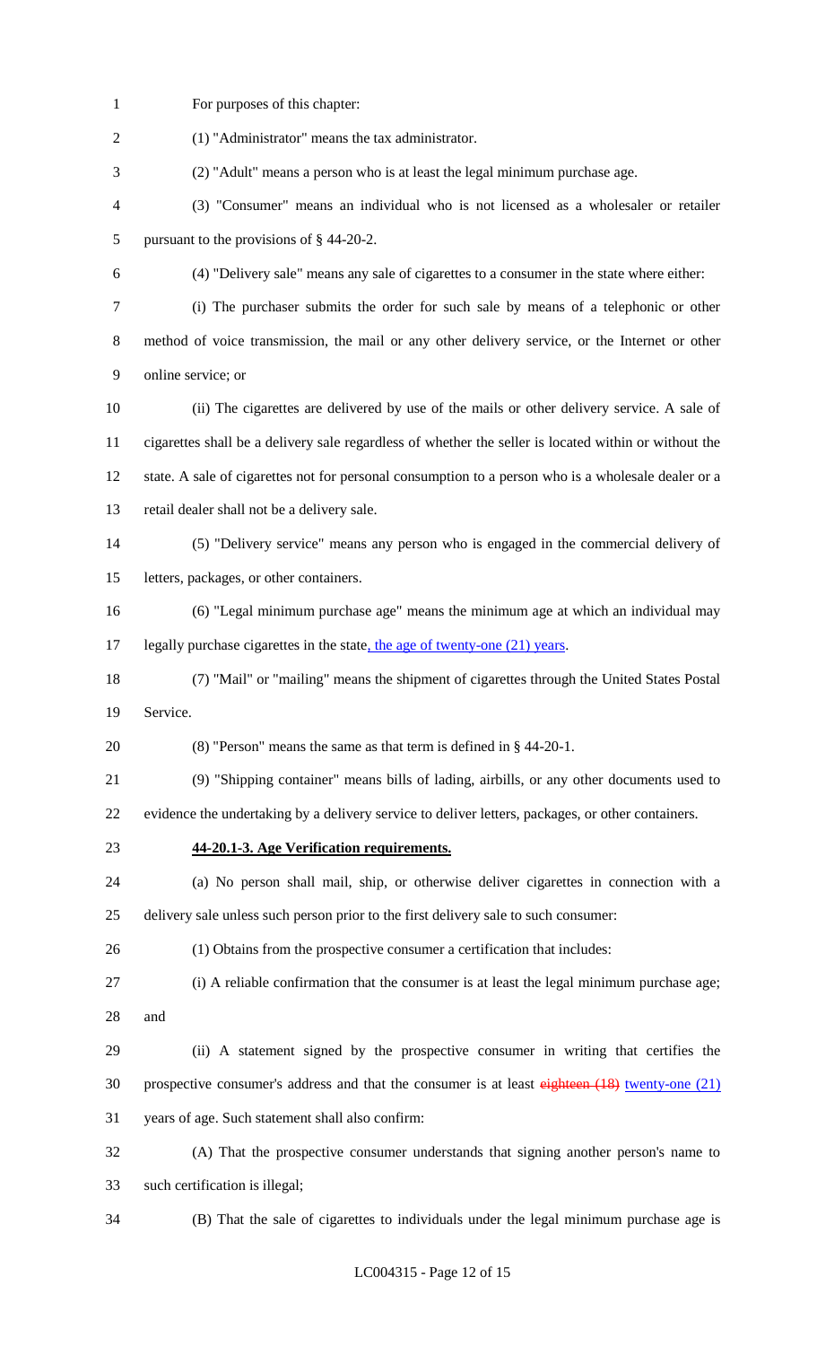For purposes of this chapter:

(1) "Administrator" means the tax administrator.

(2) "Adult" means a person who is at least the legal minimum purchase age.

(3) "Consumer" means an individual who is not licensed as a wholesaler or retailer pursuant to the provisions of § 44-20-2.

(4) "Delivery sale" means any sale of cigarettes to a consumer in the state where either:

(i) The purchaser submits the order for such sale by means of a telephonic or other method of voice transmission, the mail or any other delivery service, or the Internet or other online service; or

(ii) The cigarettes are delivered by use of the mails or other delivery service. A sale of cigarettes shall be a delivery sale regardless of whether the seller is located within or without the state. A sale of cigarettes not for personal consumption to a person who is a wholesale dealer or a retail dealer shall not be a delivery sale.

(5) "Delivery service" means any person who is engaged in the commercial delivery of letters, packages, or other containers.

(6) "Legal minimum purchase age" means the minimum age at which an individual may legally purchase cigarettes in the state, the age of twenty-one (21) years.

(7) "Mail" or "mailing" means the shipment of cigarettes through the United States Postal Service.

(8) "Person" means the same as that term is defined in § 44-20-1.

(9) "Shipping container" means bills of lading, airbills, or any other documents used to evidence the undertaking by a delivery service to deliver letters, packages, or other containers.

**44-20.1-3. Age Verification requirements.**

(a) No person shall mail, ship, or otherwise deliver cigarettes in connection with a delivery sale unless such person prior to the first delivery sale to such consumer:

(1) Obtains from the prospective consumer a certification that includes:

(i) A reliable confirmation that the consumer is at least the legal minimum purchase age; and

(ii) A statement signed by the prospective consumer in writing that certifies the prospective consumer's address and that the consumer is at least ~~eighteen (18)~~ twenty-one (21) years of age. Such statement shall also confirm:

(A) That the prospective consumer understands that signing another person's name to such certification is illegal;

(B) That the sale of cigarettes to individuals under the legal minimum purchase age is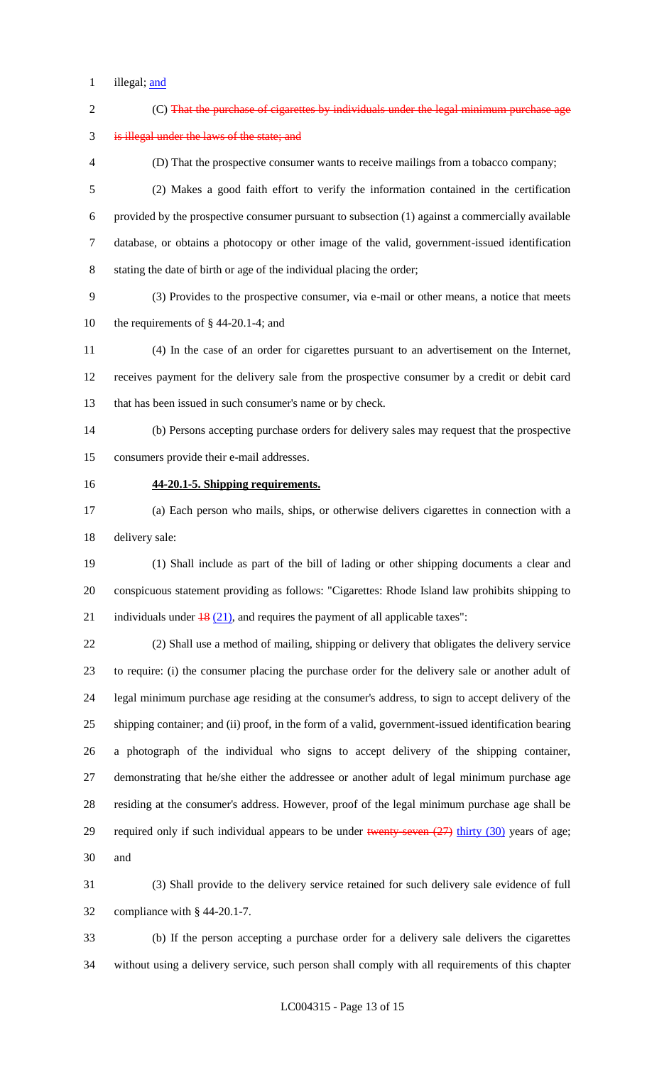illegal; and

(C) ~~That the purchase of cigarettes by individuals under the legal minimum purchase age is illegal under the laws of the state; and~~

(D) That the prospective consumer wants to receive mailings from a tobacco company;

(2) Makes a good faith effort to verify the information contained in the certification provided by the prospective consumer pursuant to subsection (1) against a commercially available database, or obtains a photocopy or other image of the valid, government-issued identification stating the date of birth or age of the individual placing the order;

(3) Provides to the prospective consumer, via e-mail or other means, a notice that meets the requirements of § 44-20.1-4; and

(4) In the case of an order for cigarettes pursuant to an advertisement on the Internet, receives payment for the delivery sale from the prospective consumer by a credit or debit card that has been issued in such consumer's name or by check.

(b) Persons accepting purchase orders for delivery sales may request that the prospective consumers provide their e-mail addresses.

**44-20.1-5. Shipping requirements.**

(a) Each person who mails, ships, or otherwise delivers cigarettes in connection with a delivery sale:

(1) Shall include as part of the bill of lading or other shipping documents a clear and conspicuous statement providing as follows: "Cigarettes: Rhode Island law prohibits shipping to individuals under ~~18~~ (21), and requires the payment of all applicable taxes":

(2) Shall use a method of mailing, shipping or delivery that obligates the delivery service to require: (i) the consumer placing the purchase order for the delivery sale or another adult of legal minimum purchase age residing at the consumer's address, to sign to accept delivery of the shipping container; and (ii) proof, in the form of a valid, government-issued identification bearing a photograph of the individual who signs to accept delivery of the shipping container, demonstrating that he/she either the addressee or another adult of legal minimum purchase age residing at the consumer's address. However, proof of the legal minimum purchase age shall be required only if such individual appears to be under ~~twenty-seven (27)~~ thirty (30) years of age; and

(3) Shall provide to the delivery service retained for such delivery sale evidence of full compliance with § 44-20.1-7.

(b) If the person accepting a purchase order for a delivery sale delivers the cigarettes without using a delivery service, such person shall comply with all requirements of this chapter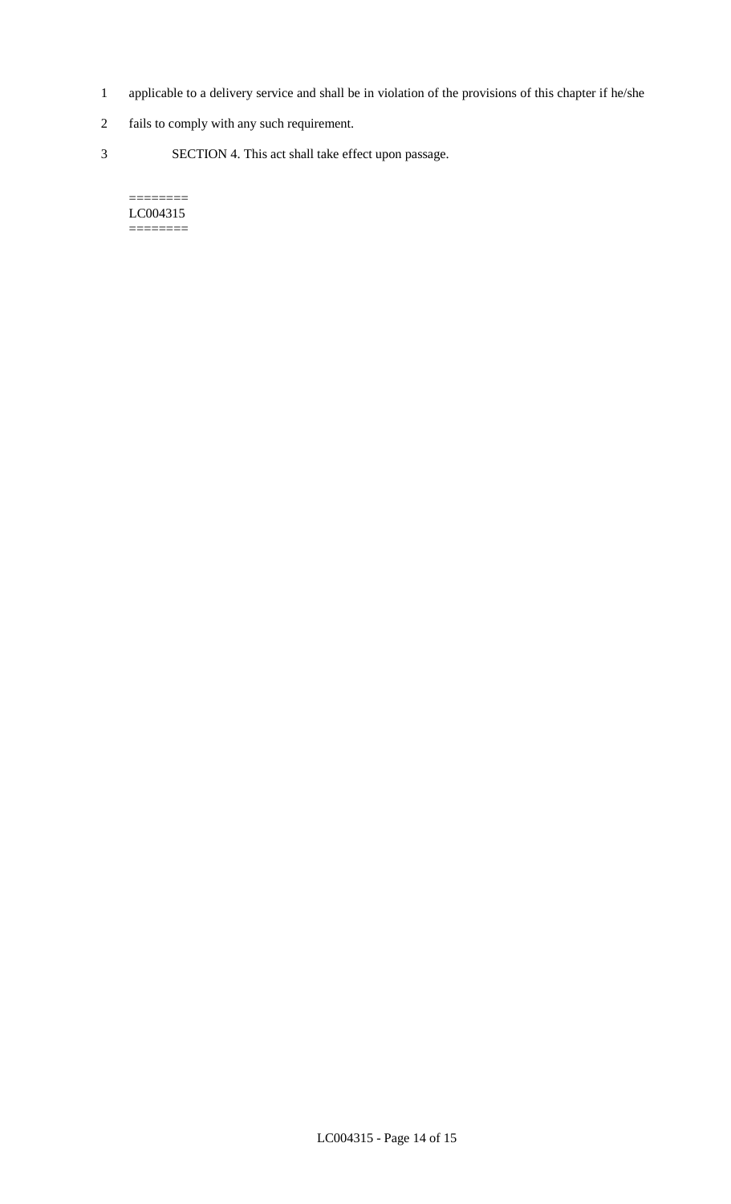applicable to a delivery service and shall be in violation of the provisions of this chapter if he/she fails to comply with any such requirement.

SECTION 4. This act shall take effect upon passage.

========
LC004315
========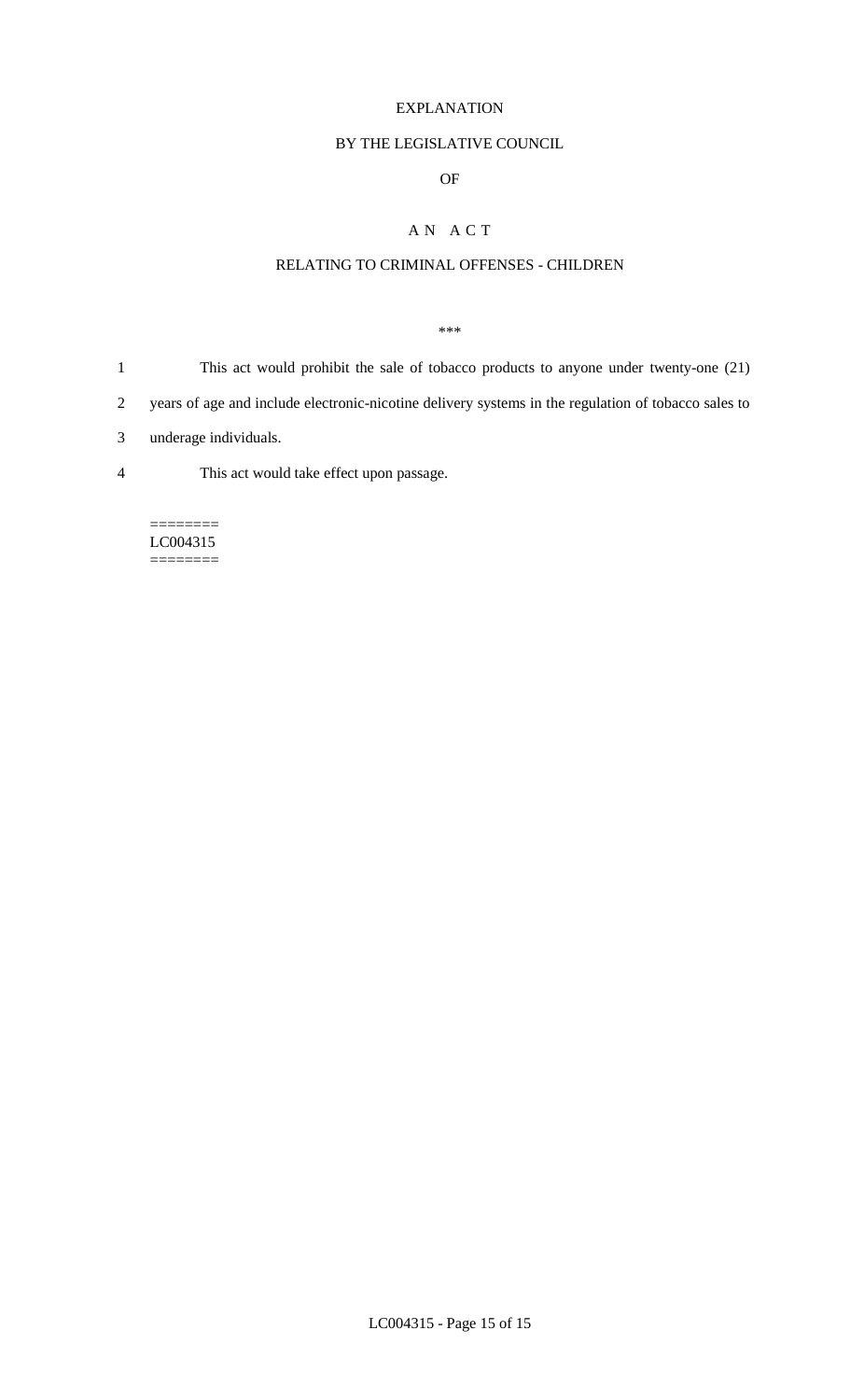EXPLANATION

BY THE LEGISLATIVE COUNCIL

OF

A N A C T

RELATING TO CRIMINAL OFFENSES - CHILDREN

\*\*\*

1 This act would prohibit the sale of tobacco products to anyone under twenty-one (21)
2 years of age and include electronic-nicotine delivery systems in the regulation of tobacco sales to
3 underage individuals.
4 This act would take effect upon passage.

========
LC004315
========